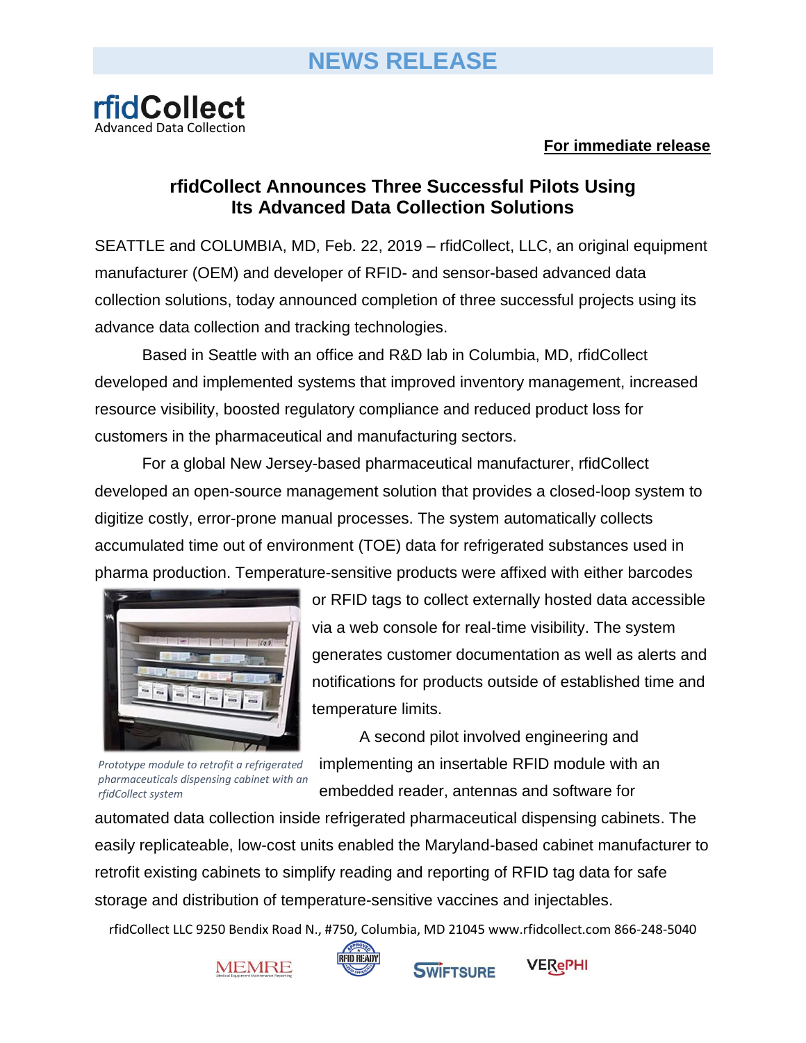# NEWS RELEASE

**rfidCollect**
Advanced Data Collection

**For immediate release**

## rfidCollect Announces Three Successful Pilots Using Its Advanced Data Collection Solutions

SEATTLE and COLUMBIA, MD, Feb. 22, 2019 – rfidCollect, LLC, an original equipment manufacturer (OEM) and developer of RFID- and sensor-based advanced data collection solutions, today announced completion of three successful projects using its advance data collection and tracking technologies.

Based in Seattle with an office and R&D lab in Columbia, MD, rfidCollect developed and implemented systems that improved inventory management, increased resource visibility, boosted regulatory compliance and reduced product loss for customers in the pharmaceutical and manufacturing sectors.

For a global New Jersey-based pharmaceutical manufacturer, rfidCollect developed an open-source management solution that provides a closed-loop system to digitize costly, error-prone manual processes. The system automatically collects accumulated time out of environment (TOE) data for refrigerated substances used in pharma production. Temperature-sensitive products were affixed with either barcodes or RFID tags to collect externally hosted data accessible via a web console for real-time visibility. The system generates customer documentation as well as alerts and notifications for products outside of established time and temperature limits.

*Prototype module to retrofit a refrigerated pharmaceuticals dispensing cabinet with an rfidCollect system*

A second pilot involved engineering and implementing an insertable RFID module with an embedded reader, antennas and software for automated data collection inside refrigerated pharmaceutical dispensing cabinets. The easily replicateable, low-cost units enabled the Maryland-based cabinet manufacturer to retrofit existing cabinets to simplify reading and reporting of RFID tag data for safe storage and distribution of temperature-sensitive vaccines and injectables.

rfidCollect LLC 9250 Bendix Road N., #750, Columbia, MD 21045 www.rfidcollect.com 866-248-5040

MEMRE RFID READY SWIFTSURE VERePHI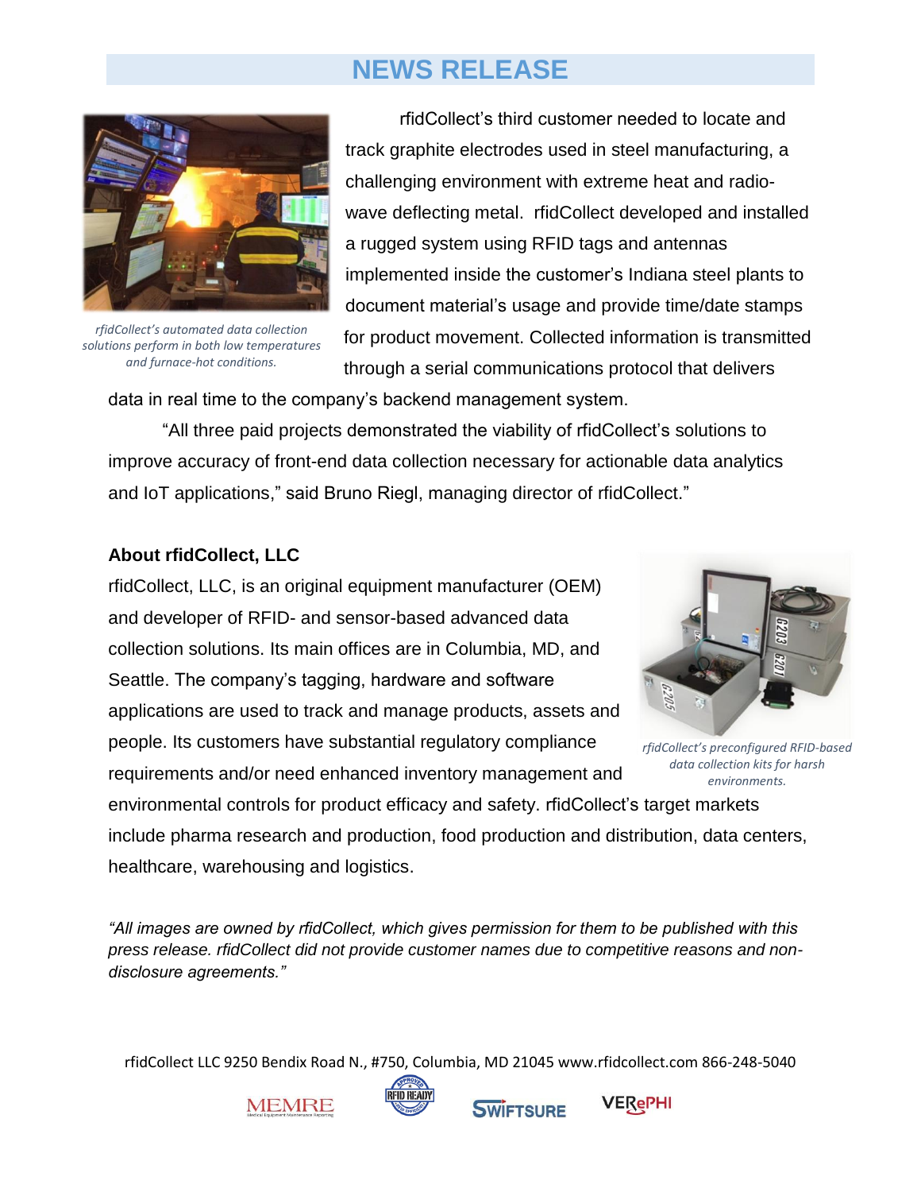# NEWS RELEASE

rfidCollect's automated data collection solutions perform in both low temperatures and furnace-hot conditions.

rfidCollect's third customer needed to locate and track graphite electrodes used in steel manufacturing, a challenging environment with extreme heat and radio-wave deflecting metal. rfidCollect developed and installed a rugged system using RFID tags and antennas implemented inside the customer's Indiana steel plants to document material's usage and provide time/date stamps for product movement. Collected information is transmitted through a serial communications protocol that delivers data in real time to the company's backend management system.

"All three paid projects demonstrated the viability of rfidCollect's solutions to improve accuracy of front-end data collection necessary for actionable data analytics and IoT applications," said Bruno Riegl, managing director of rfidCollect."

**About rfidCollect, LLC**

rfidCollect, LLC, is an original equipment manufacturer (OEM) and developer of RFID- and sensor-based advanced data collection solutions. Its main offices are in Columbia, MD, and Seattle. The company's tagging, hardware and software applications are used to track and manage products, assets and people. Its customers have substantial regulatory compliance requirements and/or need enhanced inventory management and environmental controls for product efficacy and safety. rfidCollect's target markets include pharma research and production, food production and distribution, data centers, healthcare, warehousing and logistics.

rfidCollect's preconfigured RFID-based data collection kits for harsh environments.

*"All images are owned by rfidCollect, which gives permission for them to be published with this press release. rfidCollect did not provide customer names due to competitive reasons and non-disclosure agreements."*

rfidCollect LLC 9250 Bendix Road N., #750, Columbia, MD 21045 www.rfidcollect.com 866-248-5040

MEMRE RFID READY SWIFTSURE VERePHI